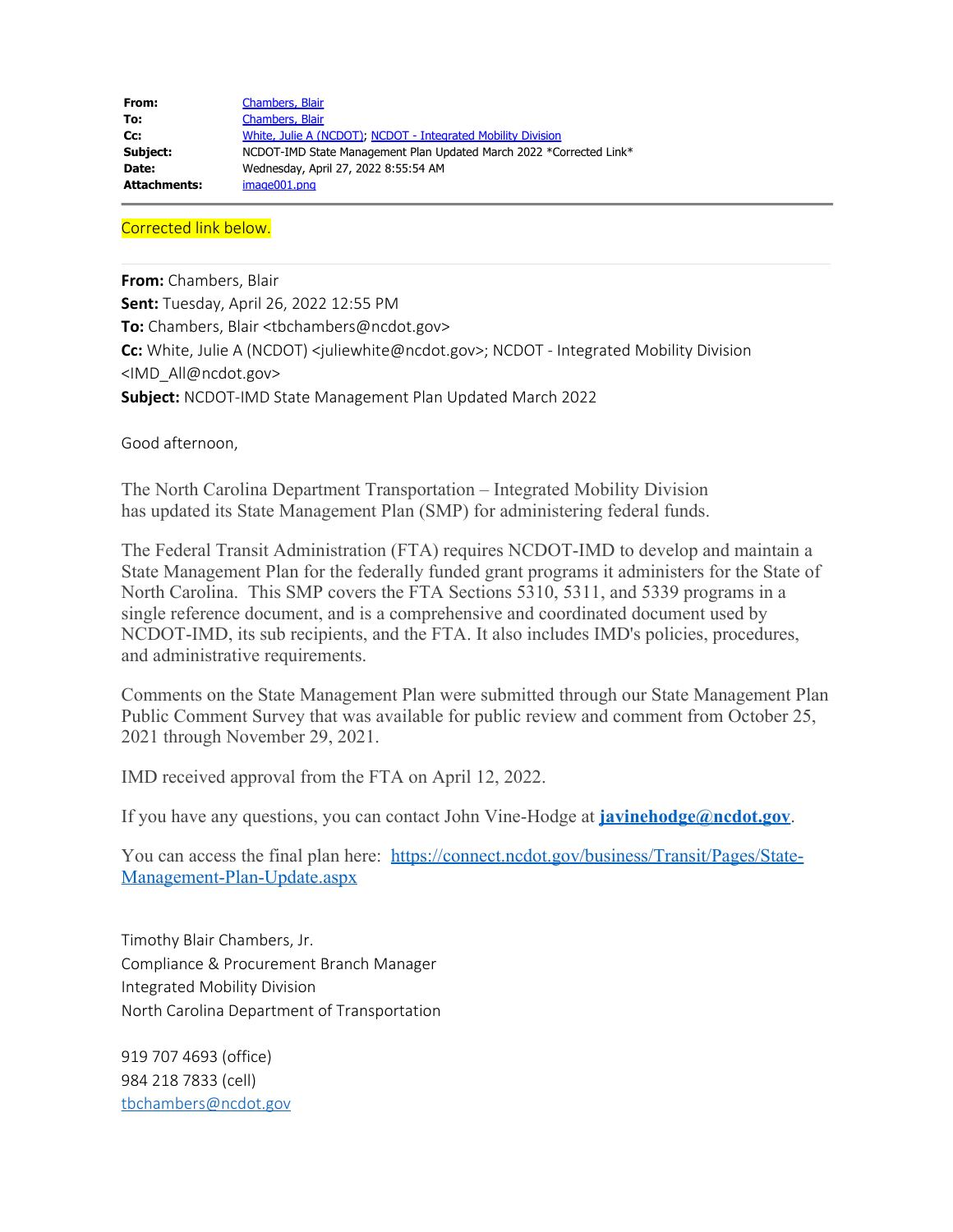| | |
|---|---|
| **From:** | Chambers, Blair |
| **To:** | Chambers, Blair |
| **Cc:** | White, Julie A (NCDOT); NCDOT - Integrated Mobility Division |
| **Subject:** | NCDOT-IMD State Management Plan Updated March 2022 *Corrected Link* |
| **Date:** | Wednesday, April 27, 2022 8:55:54 AM |
| **Attachments:** | image001.png |

Corrected link below.

---

**From:** Chambers, Blair
**Sent:** Tuesday, April 26, 2022 12:55 PM
**To:** Chambers, Blair <tbchambers@ncdot.gov>
**Cc:** White, Julie A (NCDOT) <juliewhite@ncdot.gov>; NCDOT - Integrated Mobility Division <IMD_All@ncdot.gov>
**Subject:** NCDOT-IMD State Management Plan Updated March 2022

Good afternoon,

The North Carolina Department Transportation – Integrated Mobility Division has updated its State Management Plan (SMP) for administering federal funds.

The Federal Transit Administration (FTA) requires NCDOT-IMD to develop and maintain a State Management Plan for the federally funded grant programs it administers for the State of North Carolina. This SMP covers the FTA Sections 5310, 5311, and 5339 programs in a single reference document, and is a comprehensive and coordinated document used by NCDOT-IMD, its sub recipients, and the FTA. It also includes IMD's policies, procedures, and administrative requirements.

Comments on the State Management Plan were submitted through our State Management Plan Public Comment Survey that was available for public review and comment from October 25, 2021 through November 29, 2021.

IMD received approval from the FTA on April 12, 2022.

If you have any questions, you can contact John Vine-Hodge at **javinehodge@ncdot.gov**.

You can access the final plan here: https://connect.ncdot.gov/business/Transit/Pages/State-Management-Plan-Update.aspx

Timothy Blair Chambers, Jr.
Compliance & Procurement Branch Manager
Integrated Mobility Division
North Carolina Department of Transportation

919 707 4693 (office)
984 218 7833 (cell)
tbchambers@ncdot.gov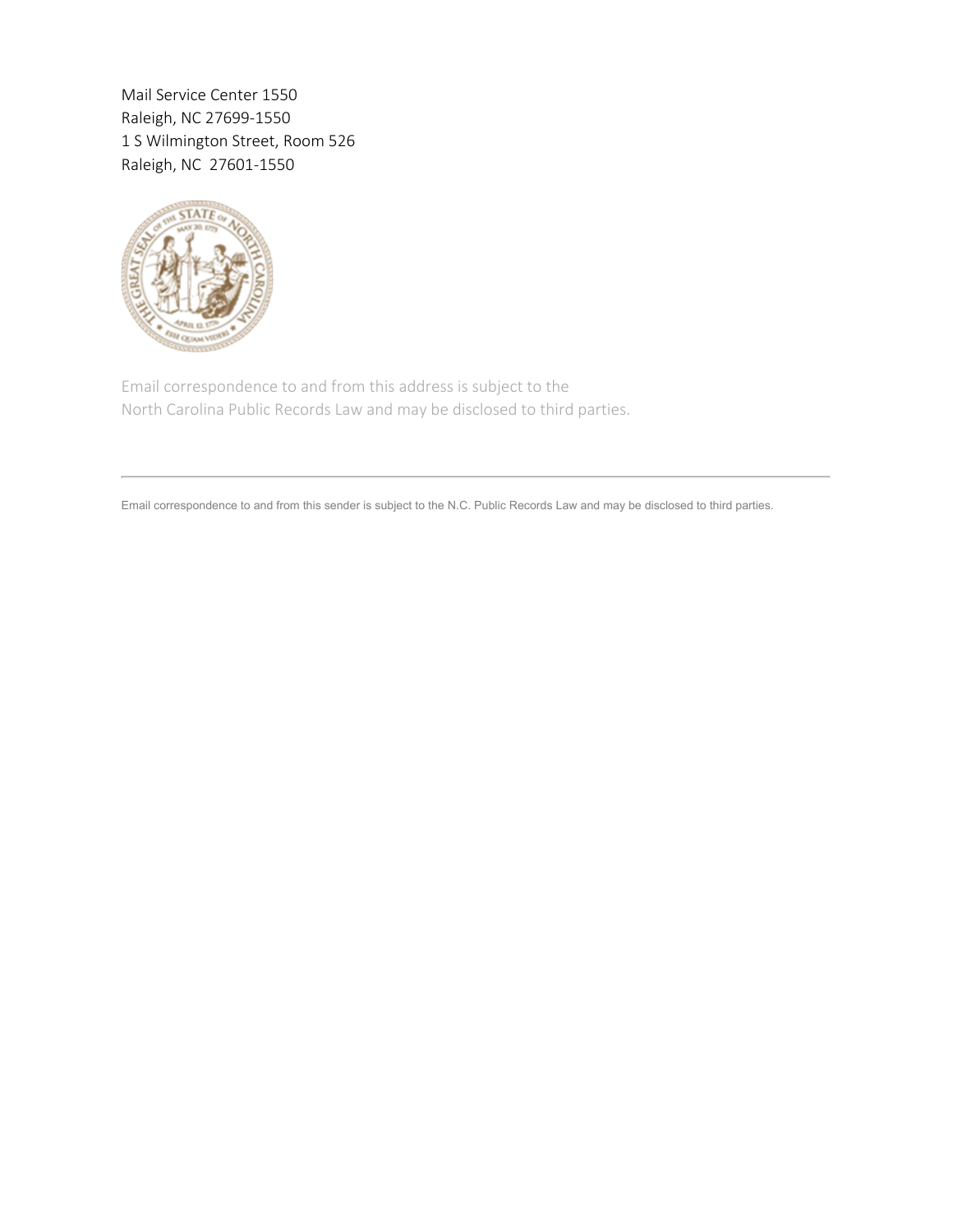Mail Service Center 1550
Raleigh, NC 27699-1550
1 S Wilmington Street, Room 526
Raleigh, NC 27601-1550

Email correspondence to and from this address is subject to the
North Carolina Public Records Law and may be disclosed to third parties.

---

Email correspondence to and from this sender is subject to the N.C. Public Records Law and may be disclosed to third parties.